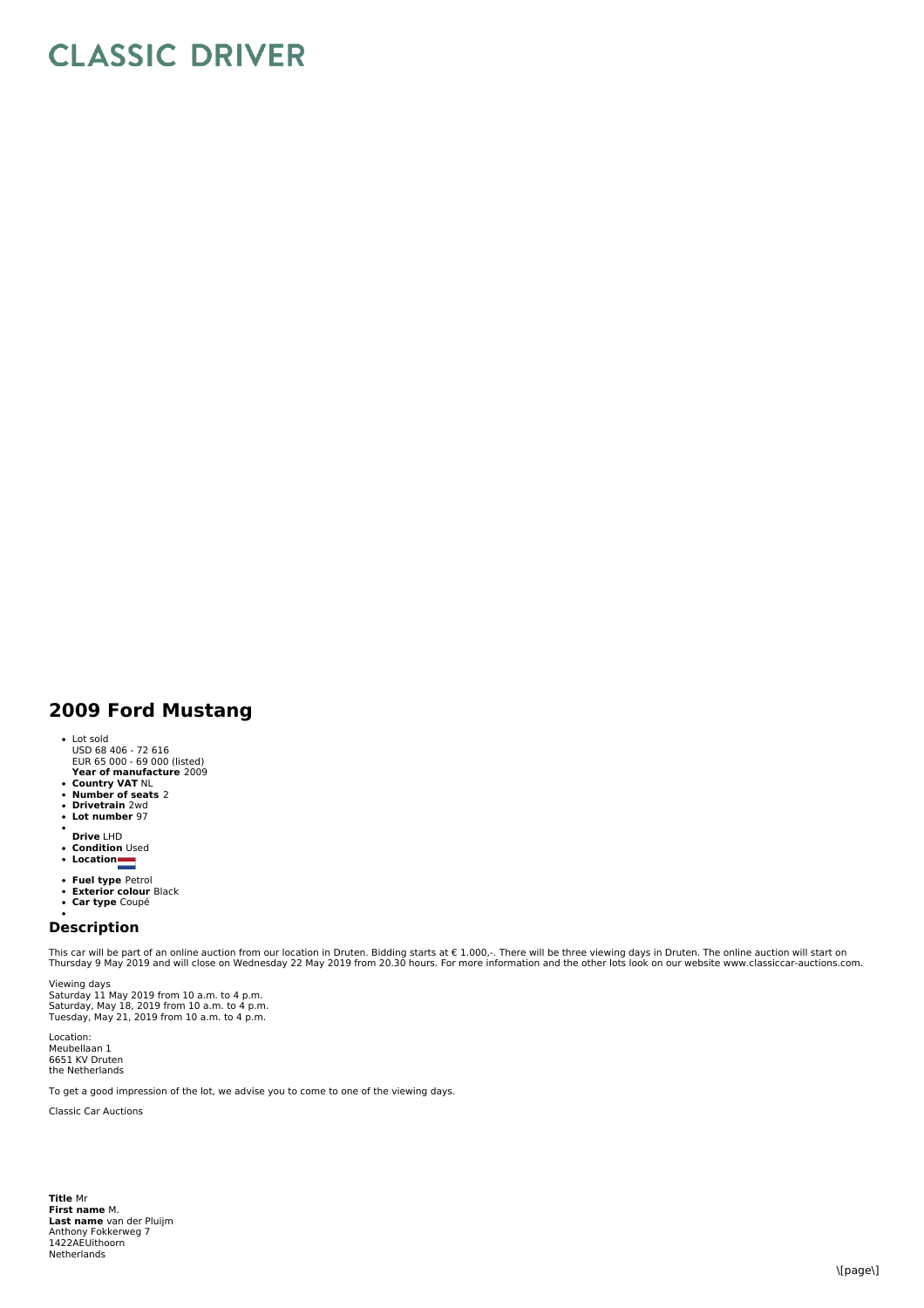# CLASSIC DRIVER

## 2009 Ford Mustang

- Lot sold
  USD 68 406 - 72 616
  EUR 65 000 - 69 000 (listed)
  **Year of manufacture** 2009
- **Country VAT** NL
- **Number of seats** 2
- **Drivetrain** 2wd
- **Lot number** 97
- 
  **Drive** LHD
- **Condition** Used
- **Location**
- **Fuel type** Petrol
- **Exterior colour** Black
- **Car type** Coupé
- 

### Description

This car will be part of an online auction from our location in Druten. Bidding starts at € 1.000,-. There will be three viewing days in Druten. The online auction will start on Thursday 9 May 2019 and will close on Wednesday 22 May 2019 from 20.30 hours. For more information and the other lots look on our website www.classiccar-auctions.com.

Viewing days
Saturday 11 May 2019 from 10 a.m. to 4 p.m.
Saturday, May 18, 2019 from 10 a.m. to 4 p.m.
Tuesday, May 21, 2019 from 10 a.m. to 4 p.m.

Location:
Meubellaan 1
6651 KV Druten
the Netherlands

To get a good impression of the lot, we advise you to come to one of the viewing days.

Classic Car Auctions

**Title** Mr
**First name** M.
**Last name** van der Pluijm
Anthony Fokkerweg 7
1422AEUithoorn
Netherlands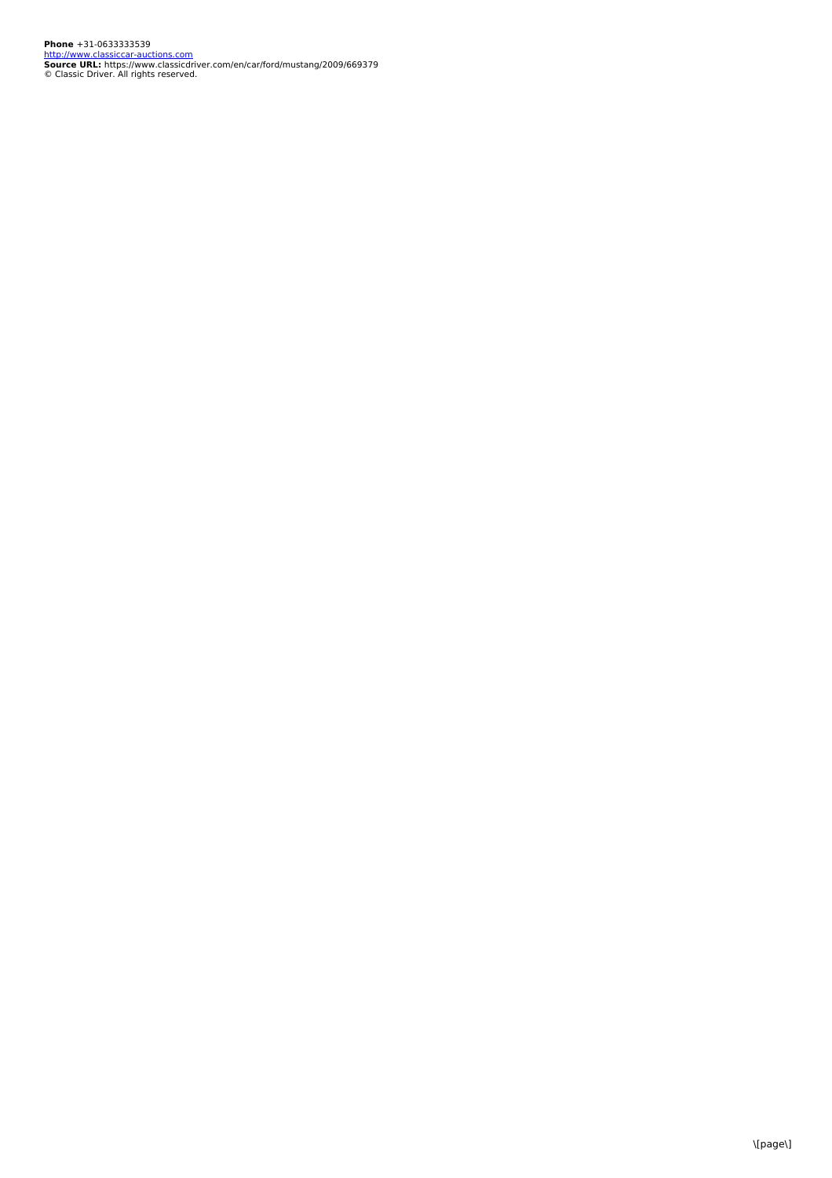**Phone** +31-0633333539
http://www.classiccar-auctions.com
**Source URL:** https://www.classicdriver.com/en/car/ford/mustang/2009/669379
© Classic Driver. All rights reserved.